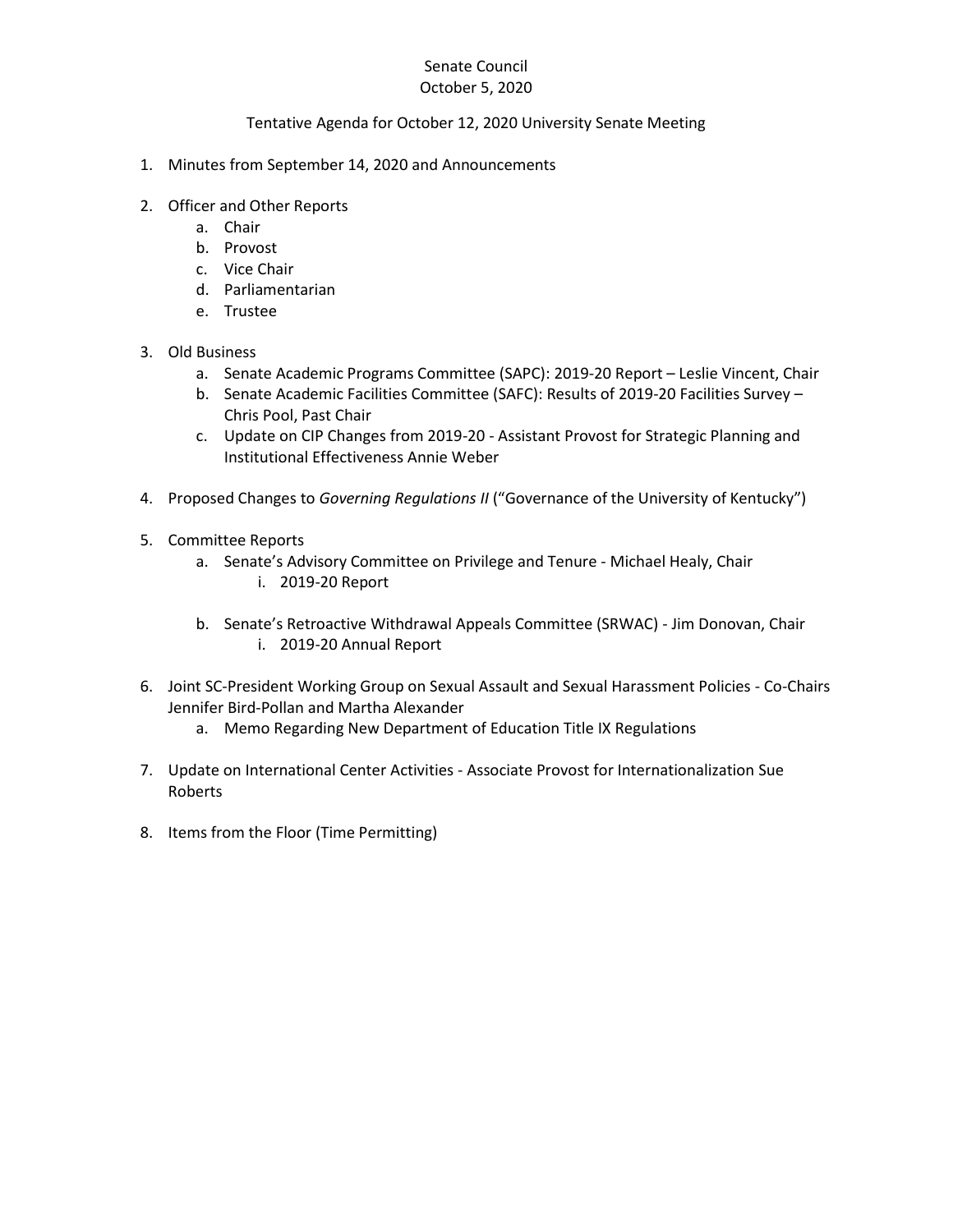Senate Council
October 5, 2020

Tentative Agenda for October 12, 2020 University Senate Meeting

1. Minutes from September 14, 2020 and Announcements

2. Officer and Other Reports
   a. Chair
   b. Provost
   c. Vice Chair
   d. Parliamentarian
   e. Trustee

3. Old Business
   a. Senate Academic Programs Committee (SAPC): 2019-20 Report – Leslie Vincent, Chair
   b. Senate Academic Facilities Committee (SAFC): Results of 2019-20 Facilities Survey – Chris Pool, Past Chair
   c. Update on CIP Changes from 2019-20 - Assistant Provost for Strategic Planning and Institutional Effectiveness Annie Weber

4. Proposed Changes to *Governing Regulations II* ("Governance of the University of Kentucky")

5. Committee Reports
   a. Senate's Advisory Committee on Privilege and Tenure - Michael Healy, Chair
      i. 2019-20 Report
   b. Senate's Retroactive Withdrawal Appeals Committee (SRWAC) - Jim Donovan, Chair
      i. 2019-20 Annual Report

6. Joint SC-President Working Group on Sexual Assault and Sexual Harassment Policies - Co-Chairs Jennifer Bird-Pollan and Martha Alexander
   a. Memo Regarding New Department of Education Title IX Regulations

7. Update on International Center Activities - Associate Provost for Internationalization Sue Roberts

8. Items from the Floor (Time Permitting)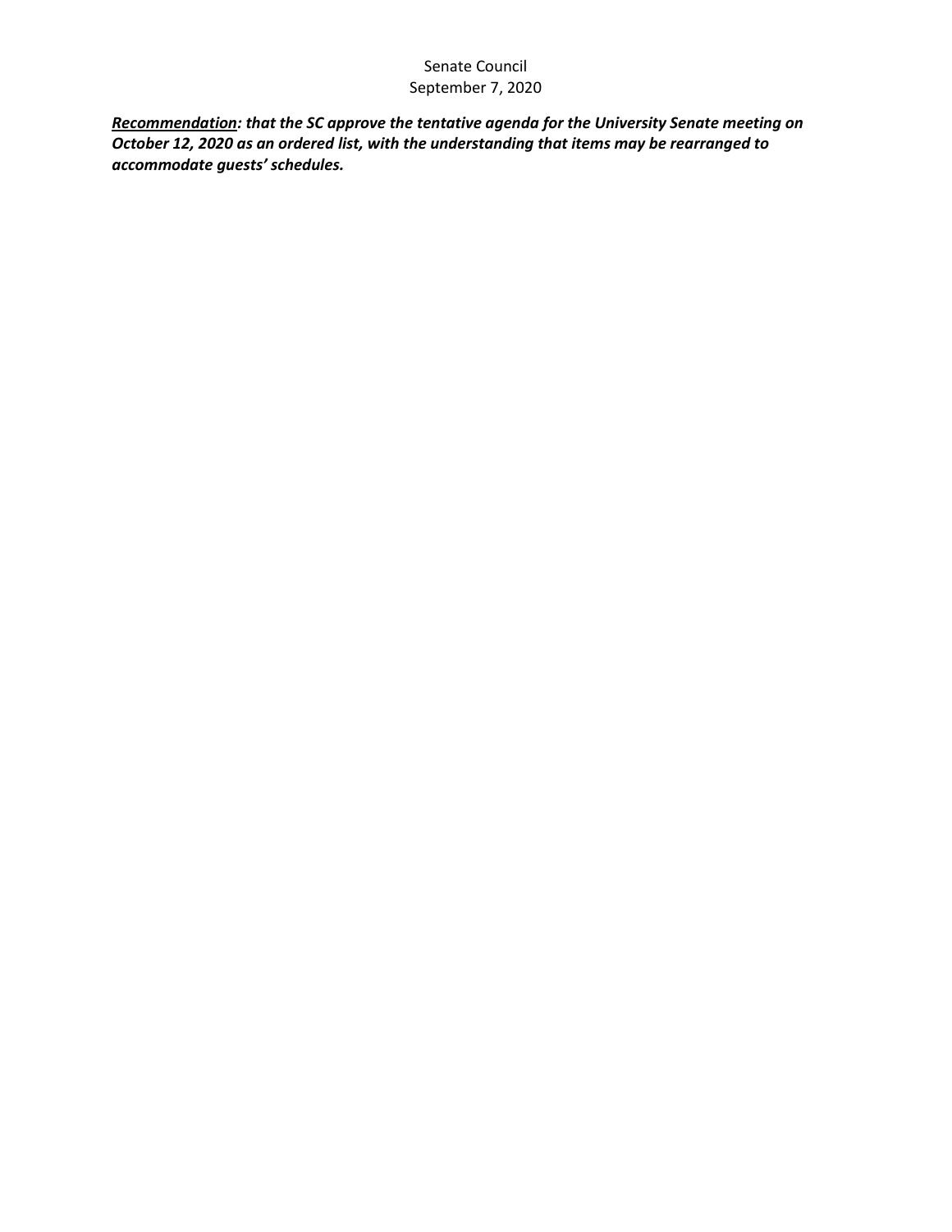Senate Council
September 7, 2020

***<u>Recommendation</u>: that the SC approve the tentative agenda for the University Senate meeting on October 12, 2020 as an ordered list, with the understanding that items may be rearranged to accommodate guests' schedules.***